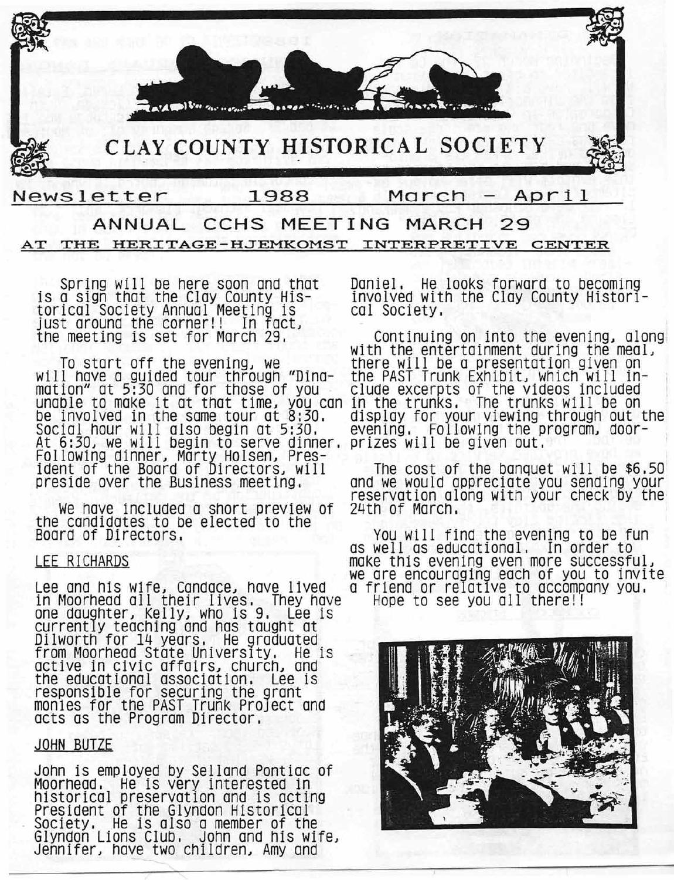# CLAY COUNTY HISTORICAL SOCIETY

Newsletter 1988 March - April

## ANNUAL CCHS MEETING MARCH 29

### AT THE HERITAGE-HJEMKOMST INTERPRETIVE CENTER

Spring will be here soon and that is a sign that the Clay County Historical Society Annual Meeting is just around the corner!! In fact, the meeting is set for March 29.

To start off the evening, we will have a guided tour through "Dinamation" at 5:30 and for those of you unable to make it at that time, you can be involved in the same tour at 8:30. Social hour will also begin at 5:30. At 6:30, we will begin to serve dinner. Following dinner, Marty Holsen, President of the Board of Directors, will preside over the Business meeting.

We have included a short preview of the candidates to be elected to the Board of Directors.

LEE RICHARDS

Lee and his wife, Candace, have lived in Moorhead all their lives. They have one daughter, Kelly, who is 9. Lee is currently teaching and has taught at Dilworth for 14 years. He graduated from Moorhead State University. He is active in civic affairs, church, and the educational association. Lee is responsible for securing the grant monies for the PAST Trunk Project and acts as the Program Director.

JOHN BUTZE

John is employed by Selland Pontiac of Moorhead. He is very interested in historical preservation and is acting President of the Glyndon Historical Society. He is also a member of the Glyndon Lions Club. John and his wife, Jennifer, have two children, Amy and Daniel. He looks forward to becoming involved with the Clay County Historical Society.

Continuing on into the evening, along with the entertainment during the meal, there will be a presentation given on the PAST Trunk Exhibit, which will include excerpts of the videos included in the trunks. The trunks will be on display for your viewing through out the evening. Following the program, door-prizes will be given out.

The cost of the banquet will be $6.50 and we would appreciate you sending your reservation along with your check by the 24th of March.

You will find the evening to be fun as well as educational. In order to make this evening even more successful, we are encouraging each of you to invite a friend or relative to accompany you.

Hope to see you all there!!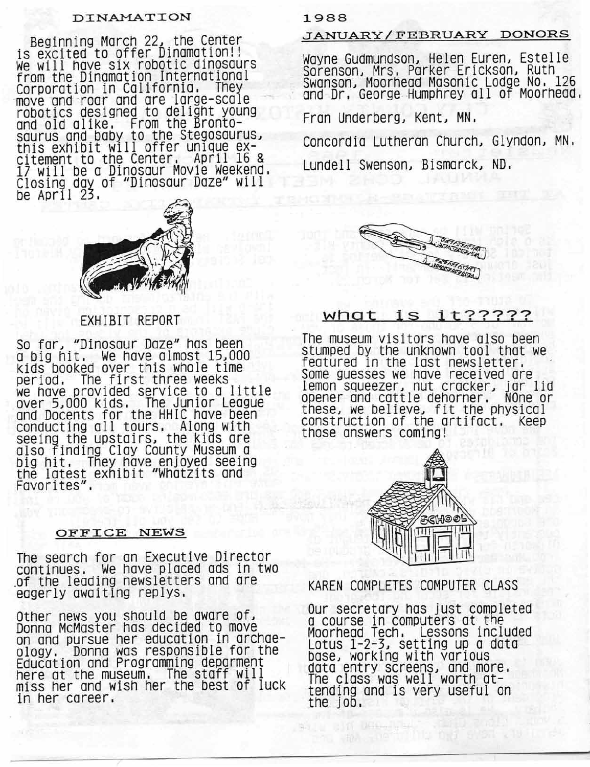## DINAMATION

Beginning March 22, the Center is excited to offer Dinamation!! We will have six robotic dinosaurs from the Dinamation International Corporation in California. They move and roar and are large-scale robotics designed to delight young and old alike. From the Brontosaurus and baby to the Stegosaurus, this exhibit will offer unique excitement to the Center. April 16 & 17 will be a Dinosaur Movie Weekend. Closing day of "Dinosaur Daze" will be April 23.

## EXHIBIT REPORT

So far, "Dinosaur Daze" has been a big hit. We have almost 15,000 kids booked over this whole time period. The first three weeks we have provided service to a little over 5,000 kids. The Junior League and Docents for the HHIC have been conducting all tours. Along with seeing the upstairs, the kids are also finding Clay County Museum a big hit. They have enjoyed seeing the latest exhibit "Whatzits and Favorites".

## OFFICE NEWS

The search for an Executive Director continues. We have placed ads in two of the leading newsletters and are eagerly awaiting replys.

Other news you should be aware of, Donna McMaster has decided to move on and pursue her education in archaeology. Donna was responsible for the Education and Programming deparment here at the museum. The staff will miss her and wish her the best of luck in her career.

## 1988 JANUARY/FEBRUARY DONORS

Wayne Gudmundson, Helen Euren, Estelle Sorenson, Mrs. Parker Erickson, Ruth Swanson, Moorhead Masonic Lodge No. 126 and Dr. George Humphrey all of Moorhead.

Fran Underberg, Kent, MN.

Concordia Lutheran Church, Glyndon, MN.

Lundell Swenson, Bismarck, ND.

## what is it?????

The museum visitors have also been stumped by the unknown tool that we featured in the last newsletter. Some guesses we have received are lemon squeezer, nut cracker, jar lid opener and cattle dehorner. NOne or these, we believe, fit the physical construction of the artifact. Keep those answers coming!

## KAREN COMPLETES COMPUTER CLASS

Our secretary has just completed a course in computers at the Moorhead Tech. Lessons included Lotus 1-2-3, setting up a data base, working with various data entry screens, and more. The class was well worth attending and is very useful on the job.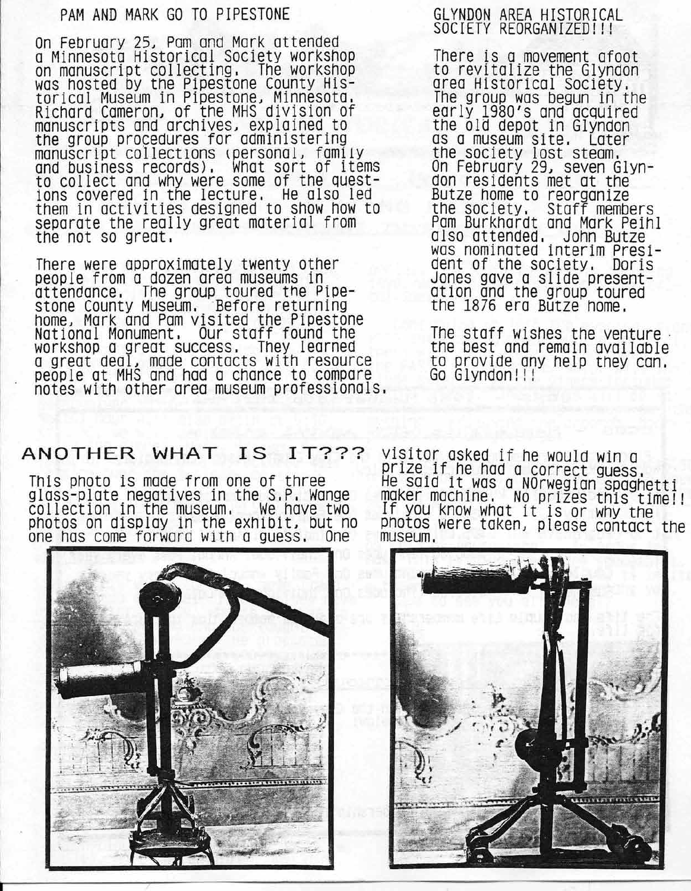## PAM AND MARK GO TO PIPESTONE

On February 25, Pam and Mark attended a Minnesota Historical Society workshop on manuscript collecting. The workshop was hosted by the Pipestone County Historical Museum in Pipestone, Minnesota. Richard Cameron, of the MHS division of manuscripts and archives, explained to the group procedures for administering manuscript collections (personal, family and business records). What sort of items to collect and why were some of the questions covered in the lecture. He also led them in activities designed to show how to separate the really great material from the not so great.

There were approximately twenty other people from a dozen area museums in attendance. The group toured the Pipestone County Museum. Before returning home, Mark and Pam visited the Pipestone National Monument. Our staff found the workshop a great success. They learned a great deal, made contacts with resource people at MHS and had a chance to compare notes with other area museum professionals.

## GLYNDON AREA HISTORICAL SOCIETY REORGANIZED!!!

There is a movement afoot to revitalize the Glyndon area Historical Society. The group was begun in the early 1980's and acquired the old depot in Glyndon as a museum site. Later the society lost steam. On February 29, seven Glyndon residents met at the Butze home to reorganize the society. Staff members Pam Burkhardt and Mark Peihl also attended. John Butze was nominated interim President of the society. Doris Jones gave a slide presentation and the group toured the 1876 era Butze home.

The staff wishes the venture the best and remain available to provide any help they can. Go Glyndon!!!

## ANOTHER WHAT IS IT???

This photo is made from one of three glass-plate negatives in the S.P. Wange collection in the museum. We have two photos on display in the exhibit, but no one has come forward with a guess. One visitor asked if he would win a prize if he had a correct guess. He said it was a NOrwegian spaghetti maker machine. No prizes this time!! If you know what it is or why the photos were taken, please contact the museum.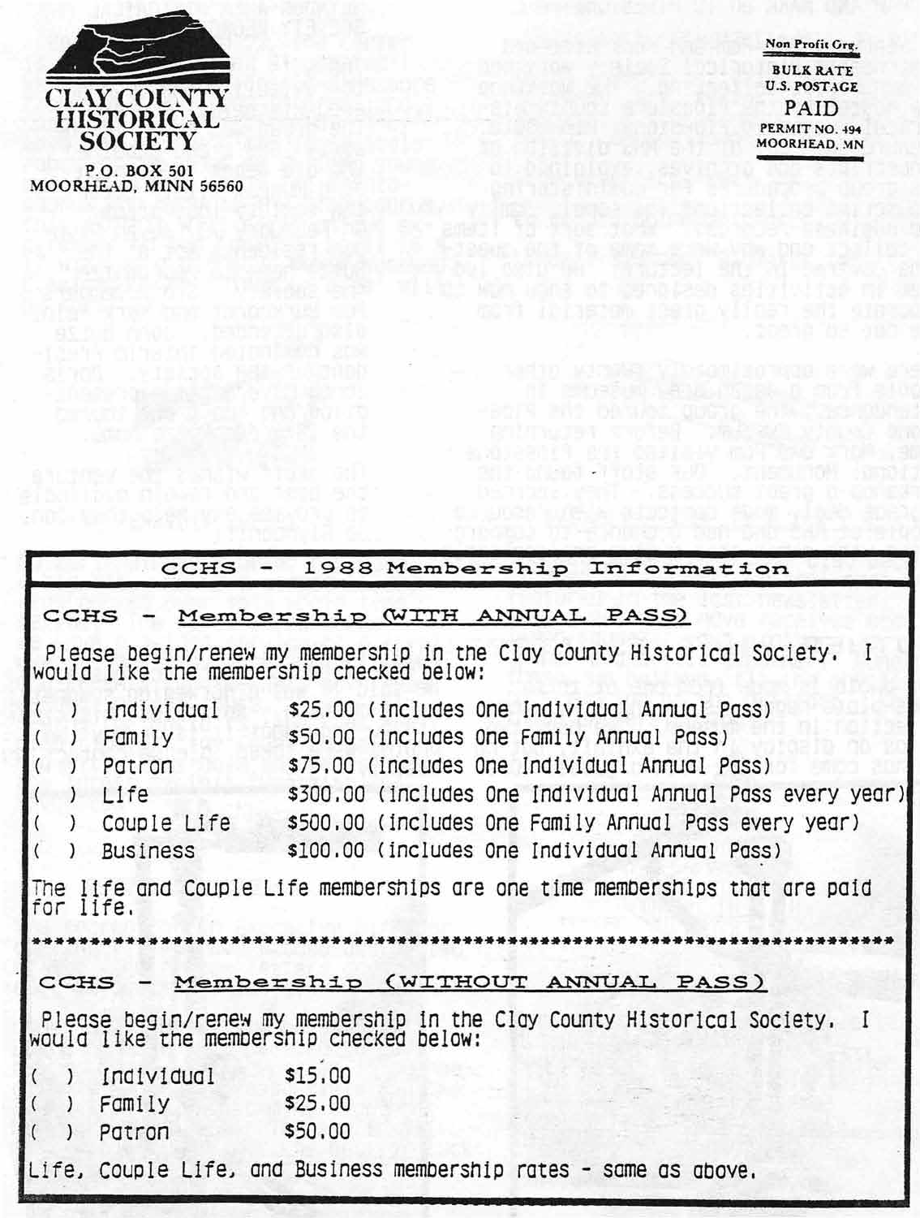**CLAY COUNTY HISTORICAL SOCIETY**

P.O. BOX 501
MOORHEAD, MINN 56560

Non Profit Org.
BULK RATE
U.S. POSTAGE
PAID
PERMIT NO. 494
MOORHEAD, MN

## CCHS - 1988 Membership Information

### CCHS - Membership (WITH ANNUAL PASS)

Please begin/renew my membership in the Clay County Historical Society. I would like the membership checked below:

( ) Individual $25.00 (includes One Individual Annual Pass)
( ) Family $50.00 (includes One Family Annual Pass)
( ) Patron $75.00 (includes One Individual Annual Pass)
( ) Life $300.00 (includes One Individual Annual Pass every year)
( ) Couple Life $500.00 (includes One Family Annual Pass every year)
( ) Business $100.00 (includes One Individual Annual Pass)

The life and Couple Life memberships are one time memberships that are paid for life.

************************************************************************

### CCHS - Membership (WITHOUT ANNUAL PASS)

Please begin/renew my membership in the Clay County Historical Society. I would like the membership checked below:

( ) Individual $15.00
( ) Family $25.00
( ) Patron $50.00

Life, Couple Life, and Business membership rates - same as above.